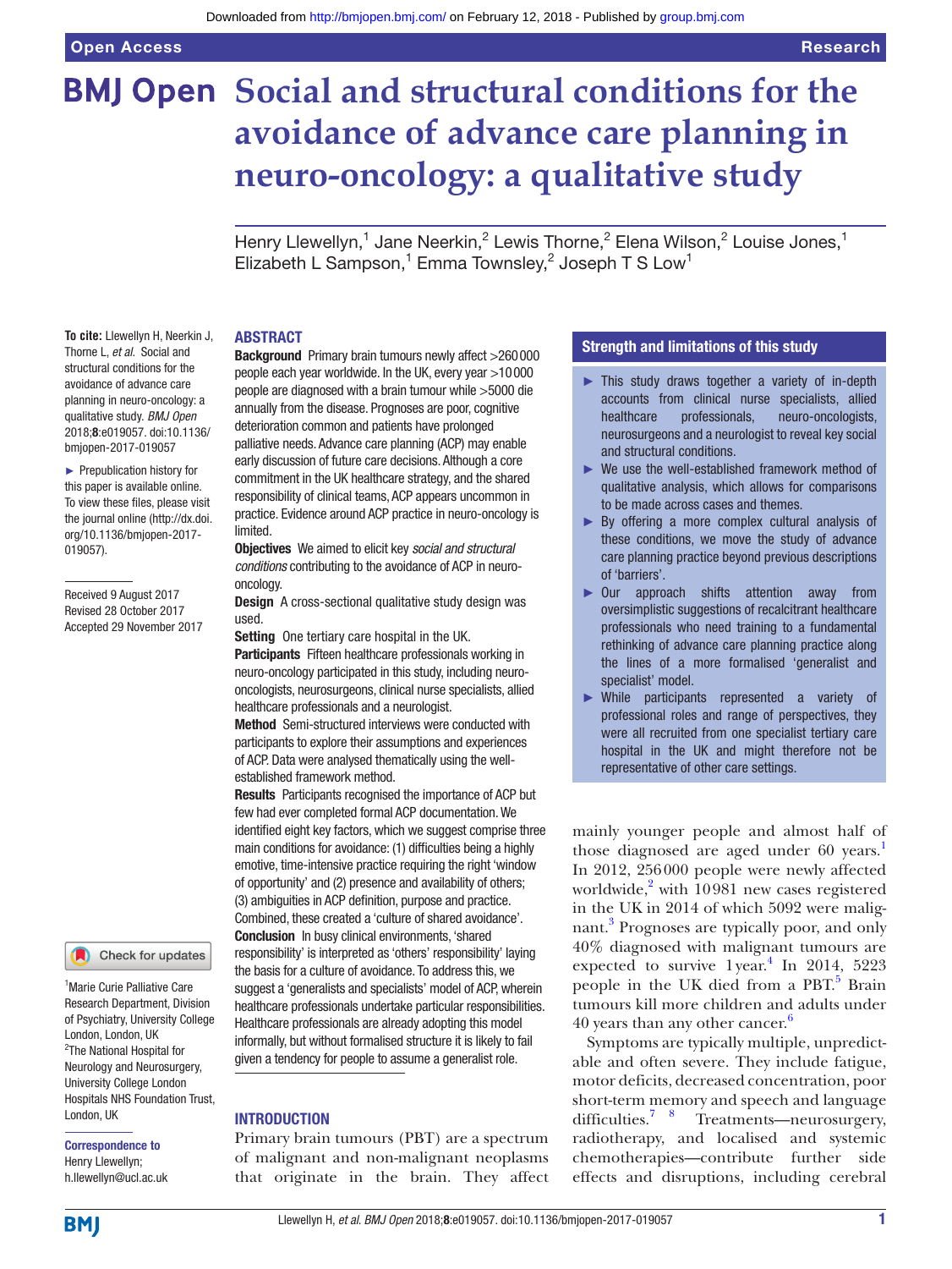# Social and structural conditions for the avoidance of advance care planning in neuro-oncology: a qualitative study

Henry Llewellyn,[1] Jane Neerkin,[2] Lewis Thorne,[2] Elena Wilson,[2] Louise Jones,[1] Elizabeth L Sampson,[1] Emma Townsley,[2] Joseph T S Low[1]

**To cite:** Llewellyn H, Neerkin J, Thorne L, *et al*. Social and structural conditions for the avoidance of advance care planning in neuro-oncology: a qualitative study. *BMJ Open* 2018;**8**:e019057. doi:10.1136/bmjopen-2017-019057

► Prepublication history for this paper is available online. To view these files, please visit the journal online (http://dx.doi.org/10.1136/bmjopen-2017-019057).

Received 9 August 2017
Revised 28 October 2017
Accepted 29 November 2017

[1]Marie Curie Palliative Care Research Department, Division of Psychiatry, University College London, London, UK
[2]The National Hospital for Neurology and Neurosurgery, University College London Hospitals NHS Foundation Trust, London, UK

**Correspondence to**
Henry Llewellyn;
h.llewellyn@ucl.ac.uk

## ABSTRACT

**Background** Primary brain tumours newly affect >260 000 people each year worldwide. In the UK, every year >10 000 people are diagnosed with a brain tumour while >5000 die annually from the disease. Prognoses are poor, cognitive deterioration common and patients have prolonged palliative needs. Advance care planning (ACP) may enable early discussion of future care decisions. Although a core commitment in the UK healthcare strategy, and the shared responsibility of clinical teams, ACP appears uncommon in practice. Evidence around ACP practice in neuro-oncology is limited.

**Objectives** We aimed to elicit key *social and structural conditions* contributing to the avoidance of ACP in neuro-oncology.

**Design** A cross-sectional qualitative study design was used.

**Setting** One tertiary care hospital in the UK.

**Participants** Fifteen healthcare professionals working in neuro-oncology participated in this study, including neuro-oncologists, neurosurgeons, clinical nurse specialists, allied healthcare professionals and a neurologist.

**Method** Semi-structured interviews were conducted with participants to explore their assumptions and experiences of ACP. Data were analysed thematically using the well-established framework method.

**Results** Participants recognised the importance of ACP but few had ever completed formal ACP documentation. We identified eight key factors, which we suggest comprise three main conditions for avoidance: (1) difficulties being a highly emotive, time-intensive practice requiring the right 'window of opportunity' and (2) presence and availability of others; (3) ambiguities in ACP definition, purpose and practice. Combined, these created a 'culture of shared avoidance'.

**Conclusion** In busy clinical environments, 'shared responsibility' is interpreted as 'others' responsibility' laying the basis for a culture of avoidance. To address this, we suggest a 'generalists and specialists' model of ACP, wherein healthcare professionals undertake particular responsibilities. Healthcare professionals are already adopting this model informally, but without formalised structure it is likely to fail given a tendency for people to assume a generalist role.

## Strength and limitations of this study

- This study draws together a variety of in-depth accounts from clinical nurse specialists, allied healthcare professionals, neuro-oncologists, neurosurgeons and a neurologist to reveal key social and structural conditions.
- We use the well-established framework method of qualitative analysis, which allows for comparisons to be made across cases and themes.
- By offering a more complex cultural analysis of these conditions, we move the study of advance care planning practice beyond previous descriptions of 'barriers'.
- Our approach shifts attention away from oversimplistic suggestions of recalcitrant healthcare professionals who need training to a fundamental rethinking of advance care planning practice along the lines of a more formalised 'generalist and specialist' model.
- While participants represented a variety of professional roles and range of perspectives, they were all recruited from one specialist tertiary care hospital in the UK and might therefore not be representative of other care settings.

## INTRODUCTION

Primary brain tumours (PBT) are a spectrum of malignant and non-malignant neoplasms that originate in the brain. They affect mainly younger people and almost half of those diagnosed are aged under 60 years.[1] In 2012, 256 000 people were newly affected worldwide,[2] with 10 981 new cases registered in the UK in 2014 of which 5092 were malignant.[3] Prognoses are typically poor, and only 40% diagnosed with malignant tumours are expected to survive 1 year.[4] In 2014, 5223 people in the UK died from a PBT.[5] Brain tumours kill more children and adults under 40 years than any other cancer.[6]

Symptoms are typically multiple, unpredictable and often severe. They include fatigue, motor deficits, decreased concentration, poor short-term memory and speech and language difficulties.[7 8] Treatments—neurosurgery, radiotherapy, and localised and systemic chemotherapies—contribute further side effects and disruptions, including cerebral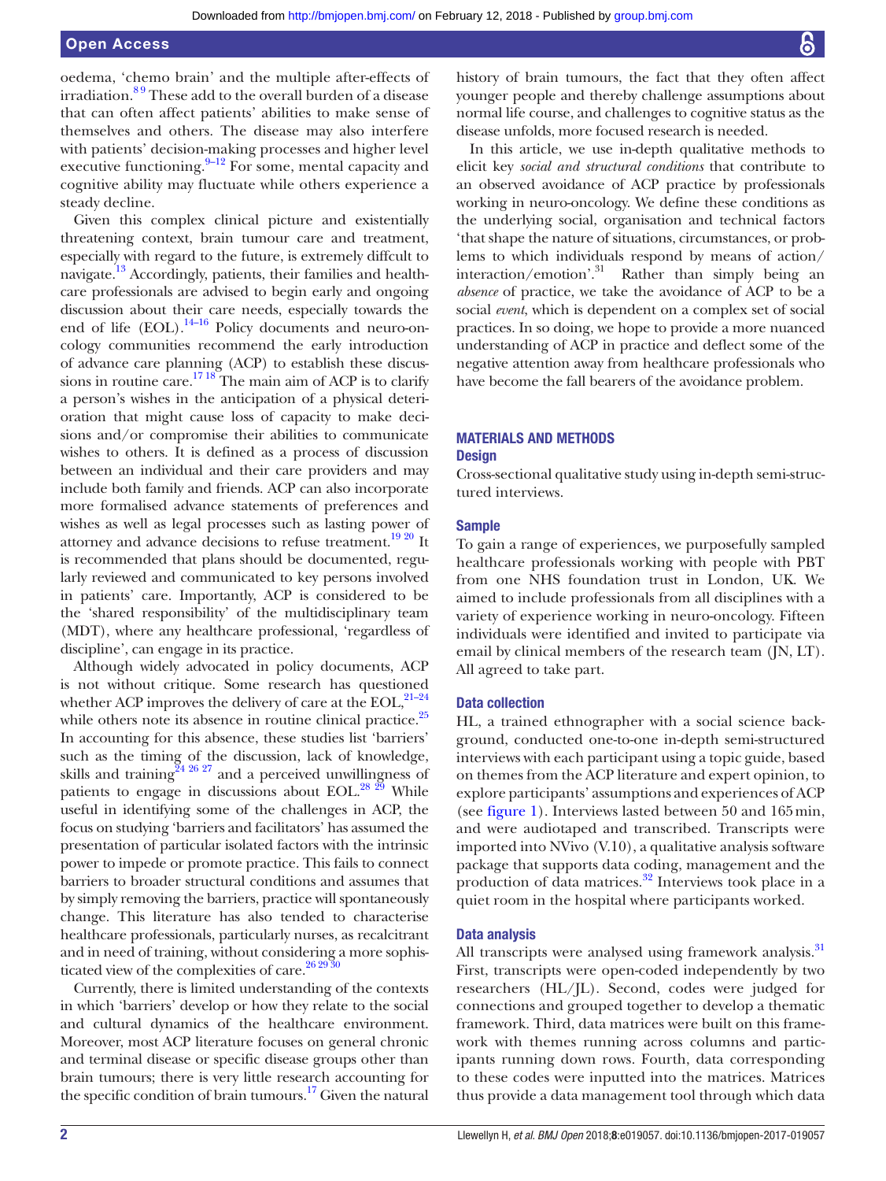oedema, 'chemo brain' and the multiple after-effects of irradiation.[8 9] These add to the overall burden of a disease that can often affect patients' abilities to make sense of themselves and others. The disease may also interfere with patients' decision-making processes and higher level executive functioning.[9–12] For some, mental capacity and cognitive ability may fluctuate while others experience a steady decline.

Given this complex clinical picture and existentially threatening context, brain tumour care and treatment, especially with regard to the future, is extremely diffcult to navigate.[13] Accordingly, patients, their families and healthcare professionals are advised to begin early and ongoing discussion about their care needs, especially towards the end of life (EOL).[14–16] Policy documents and neuro-oncology communities recommend the early introduction of advance care planning (ACP) to establish these discussions in routine care.[17 18] The main aim of ACP is to clarify a person's wishes in the anticipation of a physical deterioration that might cause loss of capacity to make decisions and/or compromise their abilities to communicate wishes to others. It is defined as a process of discussion between an individual and their care providers and may include both family and friends. ACP can also incorporate more formalised advance statements of preferences and wishes as well as legal processes such as lasting power of attorney and advance decisions to refuse treatment.[19 20] It is recommended that plans should be documented, regularly reviewed and communicated to key persons involved in patients' care. Importantly, ACP is considered to be the 'shared responsibility' of the multidisciplinary team (MDT), where any healthcare professional, 'regardless of discipline', can engage in its practice.

Although widely advocated in policy documents, ACP is not without critique. Some research has questioned whether ACP improves the delivery of care at the EOL,[21–24] while others note its absence in routine clinical practice.[25] In accounting for this absence, these studies list 'barriers' such as the timing of the discussion, lack of knowledge, skills and training[24 26 27] and a perceived unwillingness of patients to engage in discussions about EOL.[28 29] While useful in identifying some of the challenges in ACP, the focus on studying 'barriers and facilitators' has assumed the presentation of particular isolated factors with the intrinsic power to impede or promote practice. This fails to connect barriers to broader structural conditions and assumes that by simply removing the barriers, practice will spontaneously change. This literature has also tended to characterise healthcare professionals, particularly nurses, as recalcitrant and in need of training, without considering a more sophisticated view of the complexities of care.[26 29 30]

Currently, there is limited understanding of the contexts in which 'barriers' develop or how they relate to the social and cultural dynamics of the healthcare environment. Moreover, most ACP literature focuses on general chronic and terminal disease or specific disease groups other than brain tumours; there is very little research accounting for the specific condition of brain tumours.[17] Given the natural history of brain tumours, the fact that they often affect younger people and thereby challenge assumptions about normal life course, and challenges to cognitive status as the disease unfolds, more focused research is needed.

In this article, we use in-depth qualitative methods to elicit key *social and structural conditions* that contribute to an observed avoidance of ACP practice by professionals working in neuro-oncology. We define these conditions as the underlying social, organisation and technical factors 'that shape the nature of situations, circumstances, or problems to which individuals respond by means of action/interaction/emotion'.[31] Rather than simply being an *absence* of practice, we take the avoidance of ACP to be a social *event*, which is dependent on a complex set of social practices. In so doing, we hope to provide a more nuanced understanding of ACP in practice and deflect some of the negative attention away from healthcare professionals who have become the fall bearers of the avoidance problem.

## MATERIALS AND METHODS

### Design

Cross-sectional qualitative study using in-depth semi-structured interviews.

### Sample

To gain a range of experiences, we purposefully sampled healthcare professionals working with people with PBT from one NHS foundation trust in London, UK. We aimed to include professionals from all disciplines with a variety of experience working in neuro-oncology. Fifteen individuals were identified and invited to participate via email by clinical members of the research team (JN, LT). All agreed to take part.

### Data collection

HL, a trained ethnographer with a social science background, conducted one-to-one in-depth semi-structured interviews with each participant using a topic guide, based on themes from the ACP literature and expert opinion, to explore participants' assumptions and experiences of ACP (see figure 1). Interviews lasted between 50 and 165 min, and were audiotaped and transcribed. Transcripts were imported into NVivo (V.10), a qualitative analysis software package that supports data coding, management and the production of data matrices.[32] Interviews took place in a quiet room in the hospital where participants worked.

### Data analysis

All transcripts were analysed using framework analysis.[31] First, transcripts were open-coded independently by two researchers (HL/JL). Second, codes were judged for connections and grouped together to develop a thematic framework. Third, data matrices were built on this framework with themes running across columns and participants running down rows. Fourth, data corresponding to these codes were inputted into the matrices. Matrices thus provide a data management tool through which data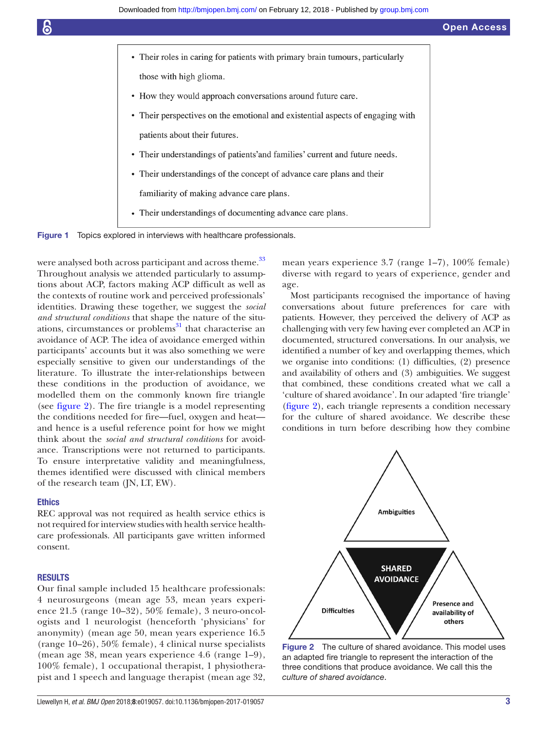- Their roles in caring for patients with primary brain tumours, particularly those with high glioma.
- How they would approach conversations around future care.
- Their perspectives on the emotional and existential aspects of engaging with patients about their futures.
- Their understandings of patients'and families' current and future needs.
- Their understandings of the concept of advance care plans and their familiarity of making advance care plans.
- Their understandings of documenting advance care plans.

**Figure 1** Topics explored in interviews with healthcare professionals.

were analysed both across participant and across theme.[33] Throughout analysis we attended particularly to assumptions about ACP, factors making ACP difficult as well as the contexts of routine work and perceived professionals' identities. Drawing these together, we suggest the *social and structural conditions* that shape the nature of the situations, circumstances or problems[31] that characterise an avoidance of ACP. The idea of avoidance emerged within participants' accounts but it was also something we were especially sensitive to given our understandings of the literature. To illustrate the inter-relationships between these conditions in the production of avoidance, we modelled them on the commonly known fire triangle (see figure 2). The fire triangle is a model representing the conditions needed for fire—fuel, oxygen and heat—and hence is a useful reference point for how we might think about the *social and structural conditions* for avoidance. Transcriptions were not returned to participants. To ensure interpretative validity and meaningfulness, themes identified were discussed with clinical members of the research team (JN, LT, EW).

## Ethics

REC approval was not required as health service ethics is not required for interview studies with health service healthcare professionals. All participants gave written informed consent.

## RESULTS

Our final sample included 15 healthcare professionals: 4 neurosurgeons (mean age 53, mean years experience 21.5 (range 10–32), 50% female), 3 neuro-oncologists and 1 neurologist (henceforth 'physicians' for anonymity) (mean age 50, mean years experience 16.5 (range 10–26), 50% female), 4 clinical nurse specialists (mean age 38, mean years experience 4.6 (range 1–9), 100% female), 1 occupational therapist, 1 physiotherapist and 1 speech and language therapist (mean age 32, mean years experience 3.7 (range 1–7), 100% female) diverse with regard to years of experience, gender and age.

Most participants recognised the importance of having conversations about future preferences for care with patients. However, they perceived the delivery of ACP as challenging with very few having ever completed an ACP in documented, structured conversations. In our analysis, we identified a number of key and overlapping themes, which we organise into conditions: (1) difficulties, (2) presence and availability of others and (3) ambiguities. We suggest that combined, these conditions created what we call a 'culture of shared avoidance'. In our adapted 'fire triangle' (figure 2), each triangle represents a condition necessary for the culture of shared avoidance. We describe these conditions in turn before describing how they combine

Ambiguities

SHARED AVOIDANCE

Difficulties

Presence and availability of others

**Figure 2** The culture of shared avoidance. This model uses an adapted fire triangle to represent the interaction of the three conditions that produce avoidance. We call this the *culture of shared avoidance*.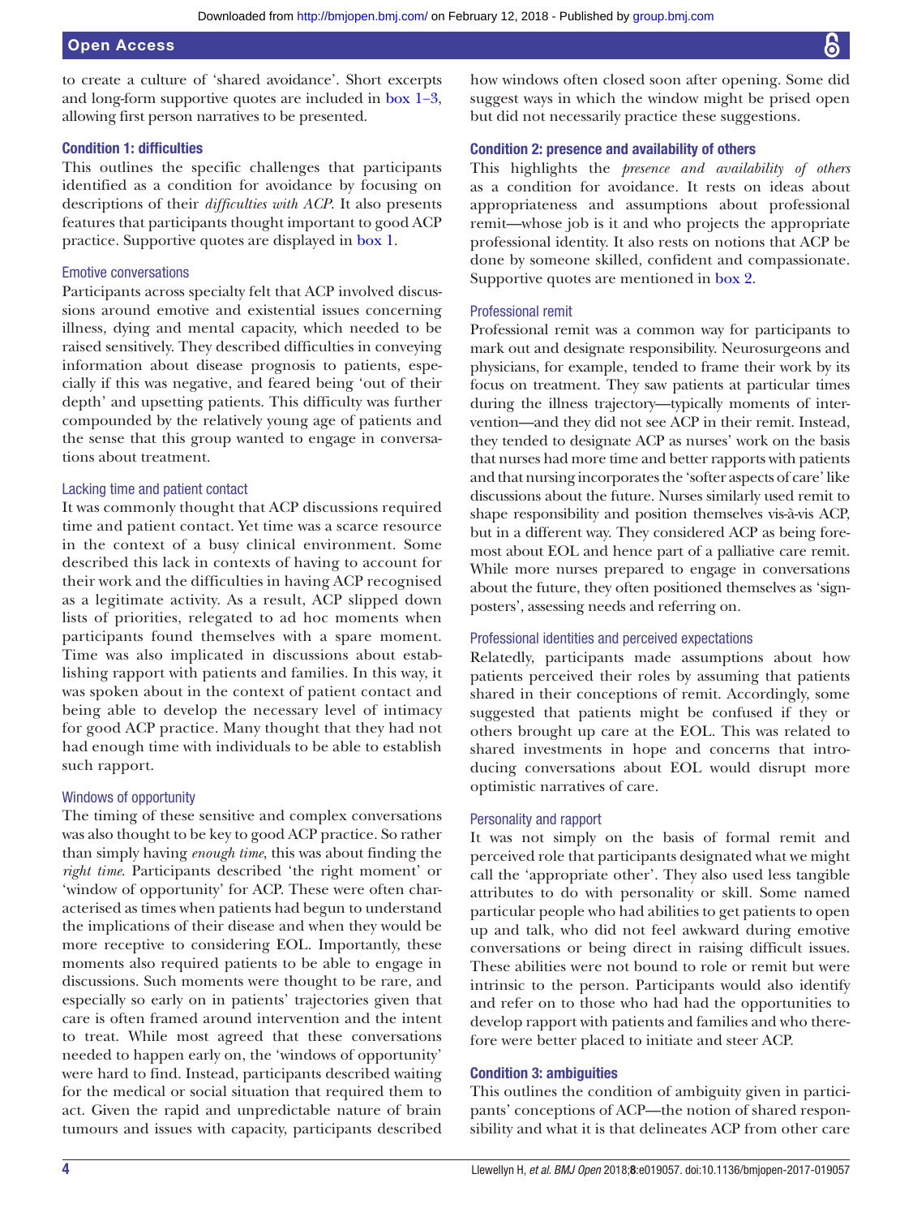to create a culture of 'shared avoidance'. Short excerpts and long-form supportive quotes are included in box 1–3, allowing first person narratives to be presented.

### Condition 1: difficulties

This outlines the specific challenges that participants identified as a condition for avoidance by focusing on descriptions of their *difficulties with ACP*. It also presents features that participants thought important to good ACP practice. Supportive quotes are displayed in box 1.

#### Emotive conversations

Participants across specialty felt that ACP involved discussions around emotive and existential issues concerning illness, dying and mental capacity, which needed to be raised sensitively. They described difficulties in conveying information about disease prognosis to patients, especially if this was negative, and feared being 'out of their depth' and upsetting patients. This difficulty was further compounded by the relatively young age of patients and the sense that this group wanted to engage in conversations about treatment.

#### Lacking time and patient contact

It was commonly thought that ACP discussions required time and patient contact. Yet time was a scarce resource in the context of a busy clinical environment. Some described this lack in contexts of having to account for their work and the difficulties in having ACP recognised as a legitimate activity. As a result, ACP slipped down lists of priorities, relegated to ad hoc moments when participants found themselves with a spare moment. Time was also implicated in discussions about establishing rapport with patients and families. In this way, it was spoken about in the context of patient contact and being able to develop the necessary level of intimacy for good ACP practice. Many thought that they had not had enough time with individuals to be able to establish such rapport.

#### Windows of opportunity

The timing of these sensitive and complex conversations was also thought to be key to good ACP practice. So rather than simply having *enough time*, this was about finding the *right time*. Participants described 'the right moment' or 'window of opportunity' for ACP. These were often characterised as times when patients had begun to understand the implications of their disease and when they would be more receptive to considering EOL. Importantly, these moments also required patients to be able to engage in discussions. Such moments were thought to be rare, and especially so early on in patients' trajectories given that care is often framed around intervention and the intent to treat. While most agreed that these conversations needed to happen early on, the 'windows of opportunity' were hard to find. Instead, participants described waiting for the medical or social situation that required them to act. Given the rapid and unpredictable nature of brain tumours and issues with capacity, participants described how windows often closed soon after opening. Some did suggest ways in which the window might be prised open but did not necessarily practice these suggestions.

### Condition 2: presence and availability of others

This highlights the *presence and availability of others* as a condition for avoidance. It rests on ideas about appropriateness and assumptions about professional remit—whose job is it and who projects the appropriate professional identity. It also rests on notions that ACP be done by someone skilled, confident and compassionate. Supportive quotes are mentioned in box 2.

#### Professional remit

Professional remit was a common way for participants to mark out and designate responsibility. Neurosurgeons and physicians, for example, tended to frame their work by its focus on treatment. They saw patients at particular times during the illness trajectory—typically moments of intervention—and they did not see ACP in their remit. Instead, they tended to designate ACP as nurses' work on the basis that nurses had more time and better rapports with patients and that nursing incorporates the 'softer aspects of care' like discussions about the future. Nurses similarly used remit to shape responsibility and position themselves vis-à-vis ACP, but in a different way. They considered ACP as being foremost about EOL and hence part of a palliative care remit. While more nurses prepared to engage in conversations about the future, they often positioned themselves as 'signposters', assessing needs and referring on.

#### Professional identities and perceived expectations

Relatedly, participants made assumptions about how patients perceived their roles by assuming that patients shared in their conceptions of remit. Accordingly, some suggested that patients might be confused if they or others brought up care at the EOL. This was related to shared investments in hope and concerns that introducing conversations about EOL would disrupt more optimistic narratives of care.

#### Personality and rapport

It was not simply on the basis of formal remit and perceived role that participants designated what we might call the 'appropriate other'. They also used less tangible attributes to do with personality or skill. Some named particular people who had abilities to get patients to open up and talk, who did not feel awkward during emotive conversations or being direct in raising difficult issues. These abilities were not bound to role or remit but were intrinsic to the person. Participants would also identify and refer on to those who had had the opportunities to develop rapport with patients and families and who therefore were better placed to initiate and steer ACP.

### Condition 3: ambiguities

This outlines the condition of ambiguity given in participants' conceptions of ACP—the notion of shared responsibility and what it is that delineates ACP from other care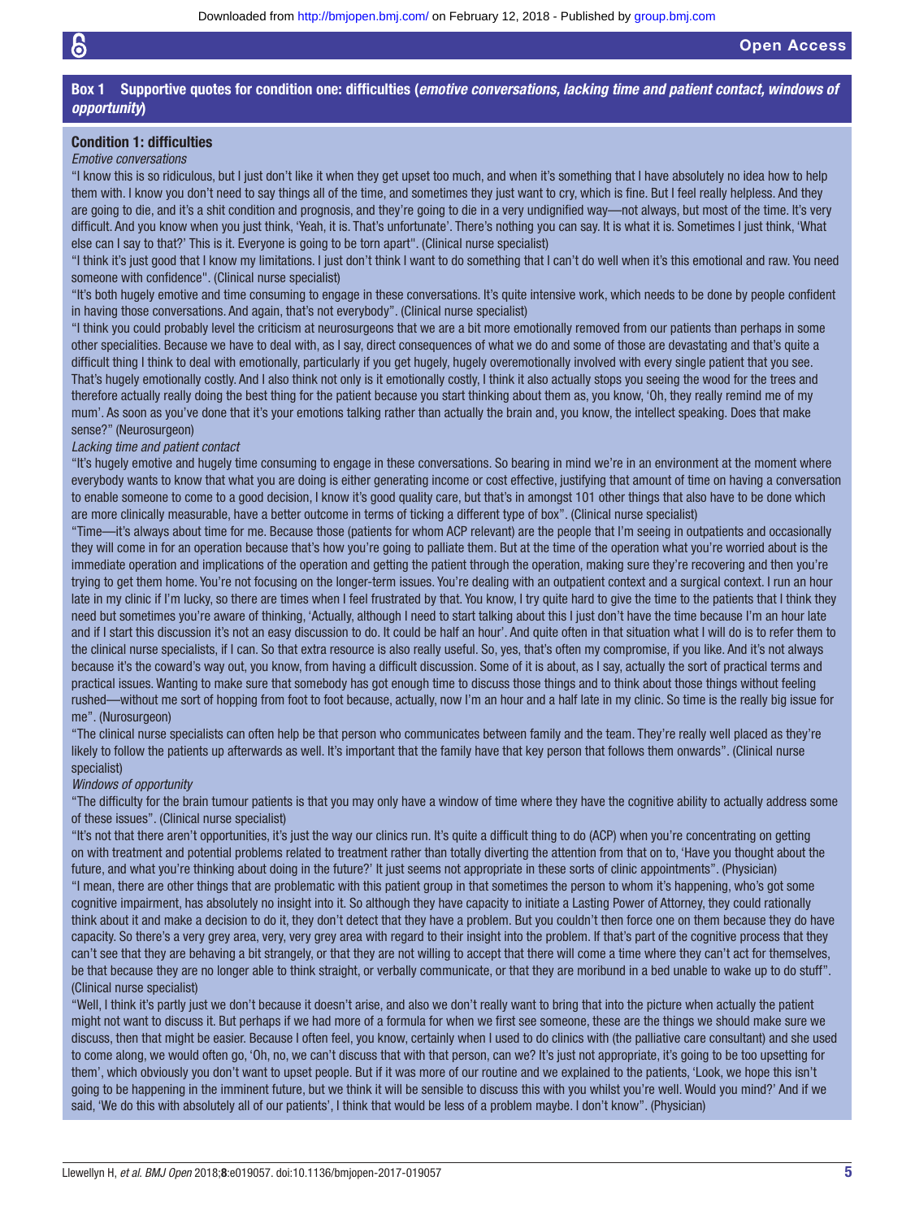**Box 1 Supportive quotes for condition one: difficulties (*emotive conversations, lacking time and patient contact, windows of opportunity*)**

**Condition 1: difficulties**

*Emotive conversations*

"I know this is so ridiculous, but I just don't like it when they get upset too much, and when it's something that I have absolutely no idea how to help them with. I know you don't need to say things all of the time, and sometimes they just want to cry, which is fine. But I feel really helpless. And they are going to die, and it's a shit condition and prognosis, and they're going to die in a very undignified way—not always, but most of the time. It's very difficult. And you know when you just think, 'Yeah, it is. That's unfortunate'. There's nothing you can say. It is what it is. Sometimes I just think, 'What else can I say to that?' This is it. Everyone is going to be torn apart". (Clinical nurse specialist)

"I think it's just good that I know my limitations. I just don't think I want to do something that I can't do well when it's this emotional and raw. You need someone with confidence". (Clinical nurse specialist)

"It's both hugely emotive and time consuming to engage in these conversations. It's quite intensive work, which needs to be done by people confident in having those conversations. And again, that's not everybody". (Clinical nurse specialist)

"I think you could probably level the criticism at neurosurgeons that we are a bit more emotionally removed from our patients than perhaps in some other specialities. Because we have to deal with, as I say, direct consequences of what we do and some of those are devastating and that's quite a difficult thing I think to deal with emotionally, particularly if you get hugely, hugely overemotionally involved with every single patient that you see. That's hugely emotionally costly. And I also think not only is it emotionally costly, I think it also actually stops you seeing the wood for the trees and therefore actually really doing the best thing for the patient because you start thinking about them as, you know, 'Oh, they really remind me of my mum'. As soon as you've done that it's your emotions talking rather than actually the brain and, you know, the intellect speaking. Does that make sense?" (Neurosurgeon)

*Lacking time and patient contact*

"It's hugely emotive and hugely time consuming to engage in these conversations. So bearing in mind we're in an environment at the moment where everybody wants to know that what you are doing is either generating income or cost effective, justifying that amount of time on having a conversation to enable someone to come to a good decision, I know it's good quality care, but that's in amongst 101 other things that also have to be done which are more clinically measurable, have a better outcome in terms of ticking a different type of box". (Clinical nurse specialist)

"Time—it's always about time for me. Because those (patients for whom ACP relevant) are the people that I'm seeing in outpatients and occasionally they will come in for an operation because that's how you're going to palliate them. But at the time of the operation what you're worried about is the immediate operation and implications of the operation and getting the patient through the operation, making sure they're recovering and then you're trying to get them home. You're not focusing on the longer-term issues. You're dealing with an outpatient context and a surgical context. I run an hour late in my clinic if I'm lucky, so there are times when I feel frustrated by that. You know, I try quite hard to give the time to the patients that I think they need but sometimes you're aware of thinking, 'Actually, although I need to start talking about this I just don't have the time because I'm an hour late and if I start this discussion it's not an easy discussion to do. It could be half an hour'. And quite often in that situation what I will do is to refer them to the clinical nurse specialists, if I can. So that extra resource is also really useful. So, yes, that's often my compromise, if you like. And it's not always because it's the coward's way out, you know, from having a difficult discussion. Some of it is about, as I say, actually the sort of practical terms and practical issues. Wanting to make sure that somebody has got enough time to discuss those things and to think about those things without feeling rushed—without me sort of hopping from foot to foot because, actually, now I'm an hour and a half late in my clinic. So time is the really big issue for me". (Nurosurgeon)

"The clinical nurse specialists can often help be that person who communicates between family and the team. They're really well placed as they're likely to follow the patients up afterwards as well. It's important that the family have that key person that follows them onwards". (Clinical nurse specialist)

*Windows of opportunity*

"The difficulty for the brain tumour patients is that you may only have a window of time where they have the cognitive ability to actually address some of these issues". (Clinical nurse specialist)

"It's not that there aren't opportunities, it's just the way our clinics run. It's quite a difficult thing to do (ACP) when you're concentrating on getting on with treatment and potential problems related to treatment rather than totally diverting the attention from that on to, 'Have you thought about the future, and what you're thinking about doing in the future?' It just seems not appropriate in these sorts of clinic appointments". (Physician)

"I mean, there are other things that are problematic with this patient group in that sometimes the person to whom it's happening, who's got some cognitive impairment, has absolutely no insight into it. So although they have capacity to initiate a Lasting Power of Attorney, they could rationally think about it and make a decision to do it, they don't detect that they have a problem. But you couldn't then force one on them because they do have capacity. So there's a very grey area, very, very grey area with regard to their insight into the problem. If that's part of the cognitive process that they can't see that they are behaving a bit strangely, or that they are not willing to accept that there will come a time where they can't act for themselves, be that because they are no longer able to think straight, or verbally communicate, or that they are moribund in a bed unable to wake up to do stuff". (Clinical nurse specialist)

"Well, I think it's partly just we don't because it doesn't arise, and also we don't really want to bring that into the picture when actually the patient might not want to discuss it. But perhaps if we had more of a formula for when we first see someone, these are the things we should make sure we discuss, then that might be easier. Because I often feel, you know, certainly when I used to do clinics with (the palliative care consultant) and she used to come along, we would often go, 'Oh, no, we can't discuss that with that person, can we? It's just not appropriate, it's going to be too upsetting for them', which obviously you don't want to upset people. But if it was more of our routine and we explained to the patients, 'Look, we hope this isn't going to be happening in the imminent future, but we think it will be sensible to discuss this with you whilst you're well. Would you mind?' And if we said, 'We do this with absolutely all of our patients', I think that would be less of a problem maybe. I don't know". (Physician)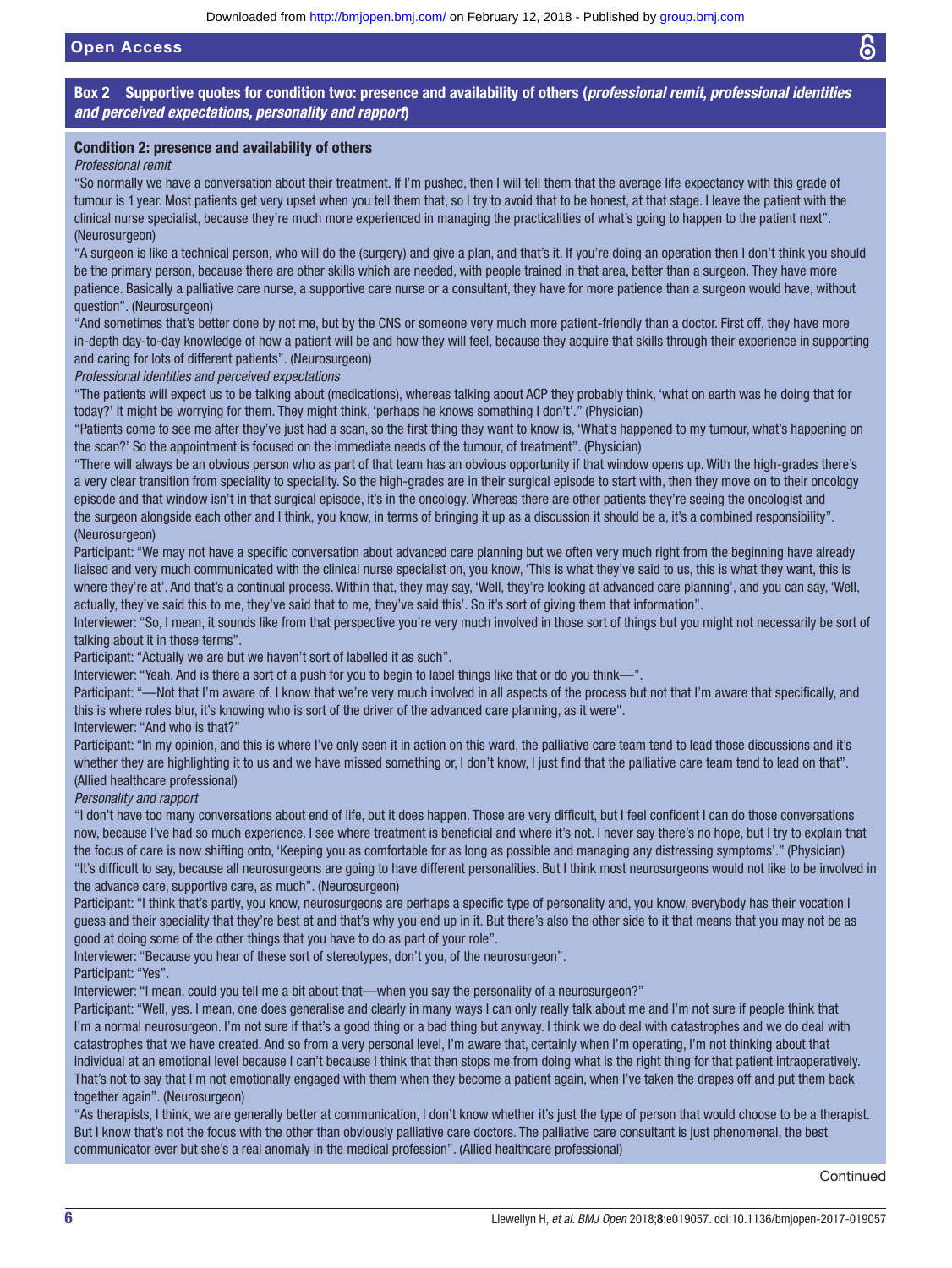**Box 2 Supportive quotes for condition two: presence and availability of others (*professional remit, professional identities and perceived expectations, personality and rapport*)**

**Condition 2: presence and availability of others**

*Professional remit*

"So normally we have a conversation about their treatment. If I'm pushed, then I will tell them that the average life expectancy with this grade of tumour is 1 year. Most patients get very upset when you tell them that, so I try to avoid that to be honest, at that stage. I leave the patient with the clinical nurse specialist, because they're much more experienced in managing the practicalities of what's going to happen to the patient next". (Neurosurgeon)

"A surgeon is like a technical person, who will do the (surgery) and give a plan, and that's it. If you're doing an operation then I don't think you should be the primary person, because there are other skills which are needed, with people trained in that area, better than a surgeon. They have more patience. Basically a palliative care nurse, a supportive care nurse or a consultant, they have for more patience than a surgeon would have, without question". (Neurosurgeon)

"And sometimes that's better done by not me, but by the CNS or someone very much more patient-friendly than a doctor. First off, they have more in-depth day-to-day knowledge of how a patient will be and how they will feel, because they acquire that skills through their experience in supporting and caring for lots of different patients". (Neurosurgeon)

*Professional identities and perceived expectations*

"The patients will expect us to be talking about (medications), whereas talking about ACP they probably think, 'what on earth was he doing that for today?' It might be worrying for them. They might think, 'perhaps he knows something I don't'." (Physician)

"Patients come to see me after they've just had a scan, so the first thing they want to know is, 'What's happened to my tumour, what's happening on the scan?' So the appointment is focused on the immediate needs of the tumour, of treatment". (Physician)

"There will always be an obvious person who as part of that team has an obvious opportunity if that window opens up. With the high-grades there's a very clear transition from speciality to speciality. So the high-grades are in their surgical episode to start with, then they move on to their oncology episode and that window isn't in that surgical episode, it's in the oncology. Whereas there are other patients they're seeing the oncologist and the surgeon alongside each other and I think, you know, in terms of bringing it up as a discussion it should be a, it's a combined responsibility". (Neurosurgeon)

Participant: "We may not have a specific conversation about advanced care planning but we often very much right from the beginning have already liaised and very much communicated with the clinical nurse specialist on, you know, 'This is what they've said to us, this is what they want, this is where they're at'. And that's a continual process. Within that, they may say, 'Well, they're looking at advanced care planning', and you can say, 'Well, actually, they've said this to me, they've said that to me, they've said this'. So it's sort of giving them that information".

Interviewer: "So, I mean, it sounds like from that perspective you're very much involved in those sort of things but you might not necessarily be sort of talking about it in those terms".

Participant: "Actually we are but we haven't sort of labelled it as such".

Interviewer: "Yeah. And is there a sort of a push for you to begin to label things like that or do you think—".

Participant: "—Not that I'm aware of. I know that we're very much involved in all aspects of the process but not that I'm aware that specifically, and this is where roles blur, it's knowing who is sort of the driver of the advanced care planning, as it were".

Interviewer: "And who is that?"

Participant: "In my opinion, and this is where I've only seen it in action on this ward, the palliative care team tend to lead those discussions and it's whether they are highlighting it to us and we have missed something or, I don't know, I just find that the palliative care team tend to lead on that". (Allied healthcare professional)

*Personality and rapport*

"I don't have too many conversations about end of life, but it does happen. Those are very difficult, but I feel confident I can do those conversations now, because I've had so much experience. I see where treatment is beneficial and where it's not. I never say there's no hope, but I try to explain that the focus of care is now shifting onto, 'Keeping you as comfortable for as long as possible and managing any distressing symptoms'." (Physician)

"It's difficult to say, because all neurosurgeons are going to have different personalities. But I think most neurosurgeons would not like to be involved in the advance care, supportive care, as much". (Neurosurgeon)

Participant: "I think that's partly, you know, neurosurgeons are perhaps a specific type of personality and, you know, everybody has their vocation I guess and their speciality that they're best at and that's why you end up in it. But there's also the other side to it that means that you may not be as good at doing some of the other things that you have to do as part of your role".

Interviewer: "Because you hear of these sort of stereotypes, don't you, of the neurosurgeon".

Participant: "Yes".

Interviewer: "I mean, could you tell me a bit about that—when you say the personality of a neurosurgeon?"

Participant: "Well, yes. I mean, one does generalise and clearly in many ways I can only really talk about me and I'm not sure if people think that I'm a normal neurosurgeon. I'm not sure if that's a good thing or a bad thing but anyway. I think we do deal with catastrophes and we do deal with catastrophes that we have created. And so from a very personal level, I'm aware that, certainly when I'm operating, I'm not thinking about that individual at an emotional level because I can't because I think that then stops me from doing what is the right thing for that patient intraoperatively. That's not to say that I'm not emotionally engaged with them when they become a patient again, when I've taken the drapes off and put them back together again". (Neurosurgeon)

"As therapists, I think, we are generally better at communication, I don't know whether it's just the type of person that would choose to be a therapist. But I know that's not the focus with the other than obviously palliative care doctors. The palliative care consultant is just phenomenal, the best communicator ever but she's a real anomaly in the medical profession". (Allied healthcare professional)

Continued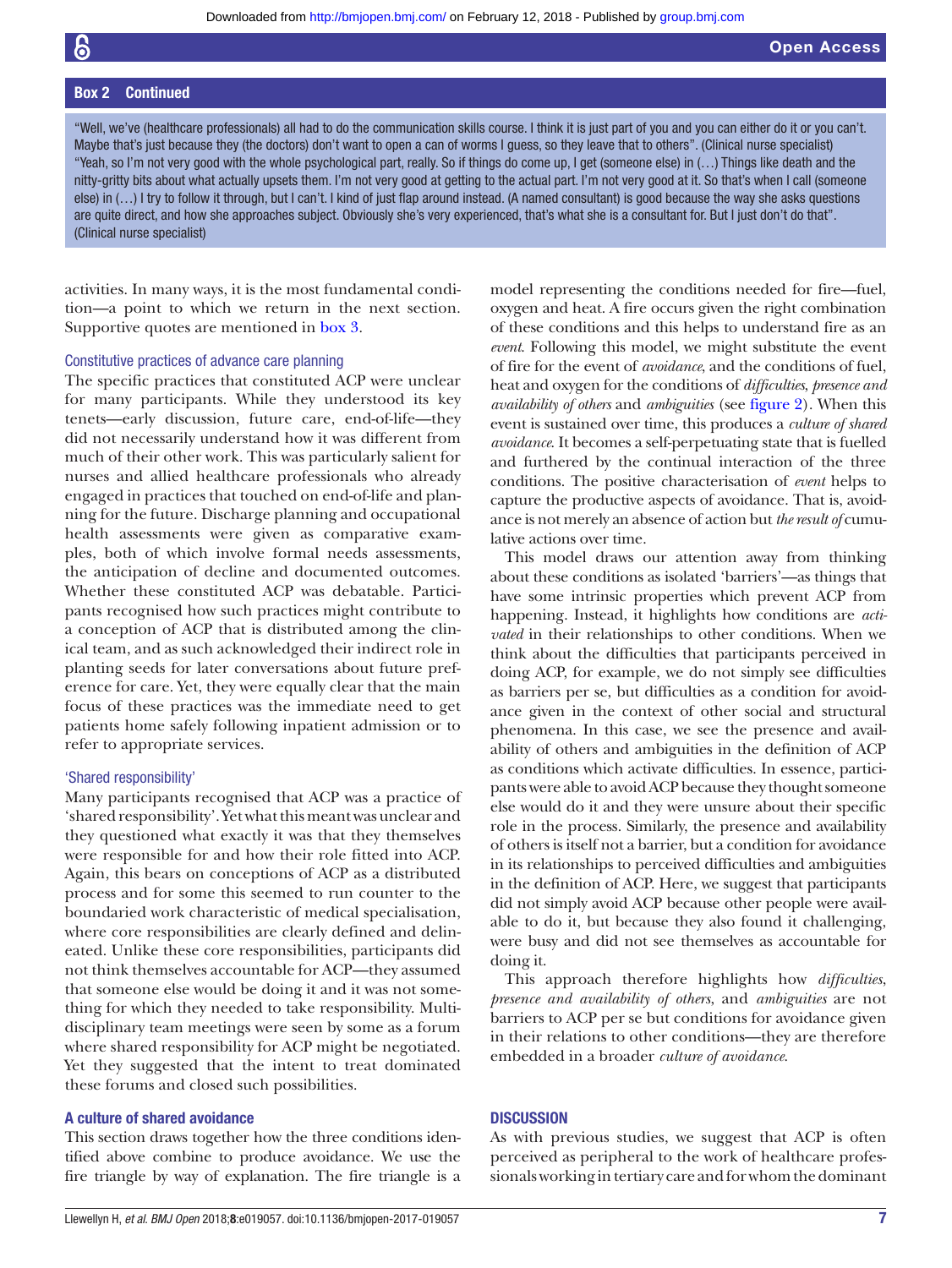## Box 2 Continued

"Well, we've (healthcare professionals) all had to do the communication skills course. I think it is just part of you and you can either do it or you can't. Maybe that's just because they (the doctors) don't want to open a can of worms I guess, so they leave that to others". (Clinical nurse specialist)
"Yeah, so I'm not very good with the whole psychological part, really. So if things do come up, I get (someone else) in (…) Things like death and the nitty-gritty bits about what actually upsets them. I'm not very good at getting to the actual part. I'm not very good at it. So that's when I call (someone else) in (…) I try to follow it through, but I can't. I kind of just flap around instead. (A named consultant) is good because the way she asks questions are quite direct, and how she approaches subject. Obviously she's very experienced, that's what she is a consultant for. But I just don't do that". (Clinical nurse specialist)

activities. In many ways, it is the most fundamental condition—a point to which we return in the next section. Supportive quotes are mentioned in box 3.

### Constitutive practices of advance care planning

The specific practices that constituted ACP were unclear for many participants. While they understood its key tenets—early discussion, future care, end-of-life—they did not necessarily understand how it was different from much of their other work. This was particularly salient for nurses and allied healthcare professionals who already engaged in practices that touched on end-of-life and planning for the future. Discharge planning and occupational health assessments were given as comparative examples, both of which involve formal needs assessments, the anticipation of decline and documented outcomes. Whether these constituted ACP was debatable. Participants recognised how such practices might contribute to a conception of ACP that is distributed among the clinical team, and as such acknowledged their indirect role in planting seeds for later conversations about future preference for care. Yet, they were equally clear that the main focus of these practices was the immediate need to get patients home safely following inpatient admission or to refer to appropriate services.

### 'Shared responsibility'

Many participants recognised that ACP was a practice of 'shared responsibility'. Yet what this meant was unclear and they questioned what exactly it was that they themselves were responsible for and how their role fitted into ACP. Again, this bears on conceptions of ACP as a distributed process and for some this seemed to run counter to the boundaried work characteristic of medical specialisation, where core responsibilities are clearly defined and delineated. Unlike these core responsibilities, participants did not think themselves accountable for ACP—they assumed that someone else would be doing it and it was not something for which they needed to take responsibility. Multidisciplinary team meetings were seen by some as a forum where shared responsibility for ACP might be negotiated. Yet they suggested that the intent to treat dominated these forums and closed such possibilities.

## A culture of shared avoidance

This section draws together how the three conditions identified above combine to produce avoidance. We use the fire triangle by way of explanation. The fire triangle is a model representing the conditions needed for fire—fuel, oxygen and heat. A fire occurs given the right combination of these conditions and this helps to understand fire as an *event*. Following this model, we might substitute the event of fire for the event of *avoidance*, and the conditions of fuel, heat and oxygen for the conditions of *difficulties*, *presence and availability of others* and *ambiguities* (see figure 2). When this event is sustained over time, this produces a *culture of shared avoidance*. It becomes a self-perpetuating state that is fuelled and furthered by the continual interaction of the three conditions. The positive characterisation of *event* helps to capture the productive aspects of avoidance. That is, avoidance is not merely an absence of action but *the result of* cumulative actions over time.

This model draws our attention away from thinking about these conditions as isolated 'barriers'—as things that have some intrinsic properties which prevent ACP from happening. Instead, it highlights how conditions are *activated* in their relationships to other conditions. When we think about the difficulties that participants perceived in doing ACP, for example, we do not simply see difficulties as barriers per se, but difficulties as a condition for avoidance given in the context of other social and structural phenomena. In this case, we see the presence and availability of others and ambiguities in the definition of ACP as conditions which activate difficulties. In essence, participants were able to avoid ACP because they thought someone else would do it and they were unsure about their specific role in the process. Similarly, the presence and availability of others is itself not a barrier, but a condition for avoidance in its relationships to perceived difficulties and ambiguities in the definition of ACP. Here, we suggest that participants did not simply avoid ACP because other people were available to do it, but because they also found it challenging, were busy and did not see themselves as accountable for doing it.

This approach therefore highlights how *difficulties*, *presence and availability of others*, and *ambiguities* are not barriers to ACP per se but conditions for avoidance given in their relations to other conditions—they are therefore embedded in a broader *culture of avoidance*.

## DISCUSSION

As with previous studies, we suggest that ACP is often perceived as peripheral to the work of healthcare professionals working in tertiary care and for whom the dominant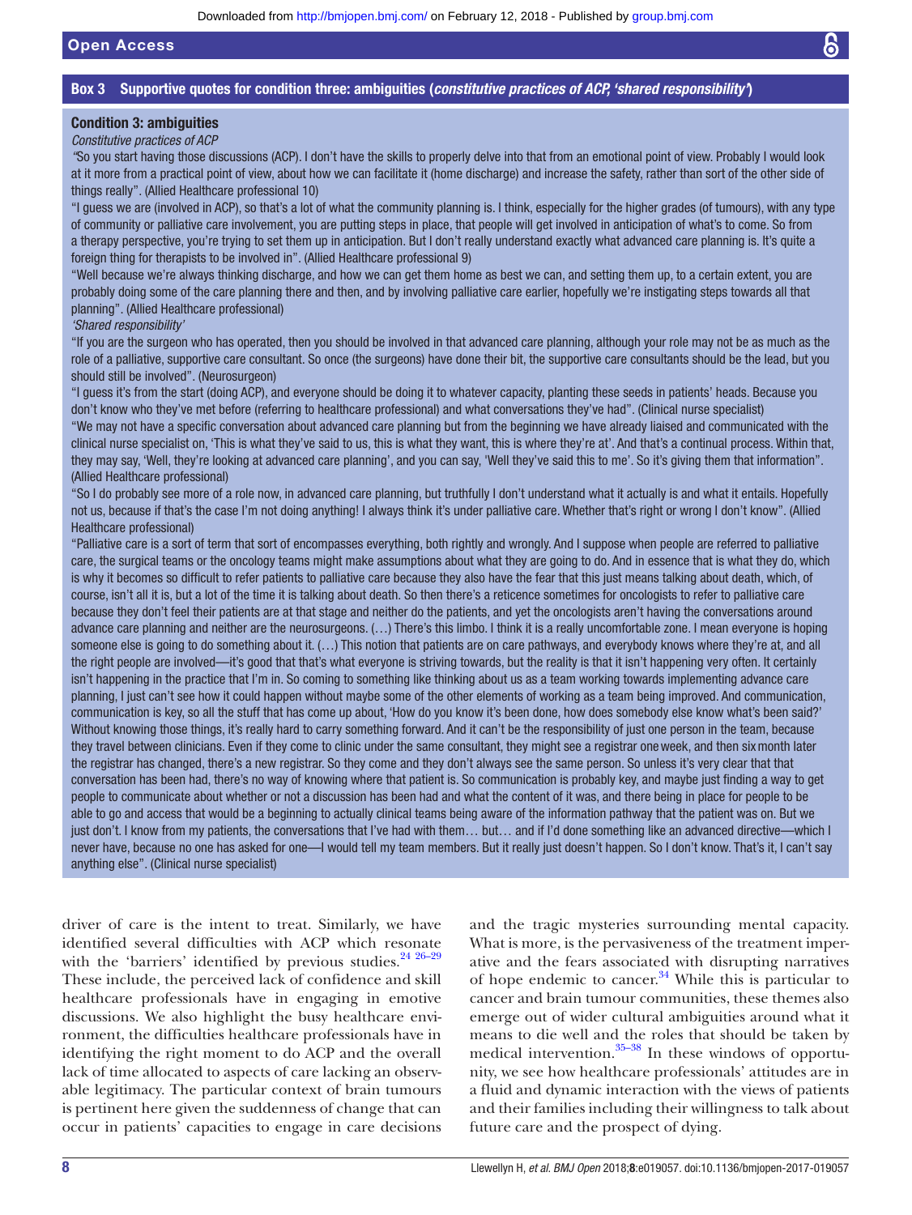## Box 3 Supportive quotes for condition three: ambiguities (*constitutive practices of ACP, 'shared responsibility'*)

### Condition 3: ambiguities

*Constitutive practices of ACP*

"So you start having those discussions (ACP). I don't have the skills to properly delve into that from an emotional point of view. Probably I would look at it more from a practical point of view, about how we can facilitate it (home discharge) and increase the safety, rather than sort of the other side of things really". (Allied Healthcare professional 10)

"I guess we are (involved in ACP), so that's a lot of what the community planning is. I think, especially for the higher grades (of tumours), with any type of community or palliative care involvement, you are putting steps in place, that people will get involved in anticipation of what's to come. So from a therapy perspective, you're trying to set them up in anticipation. But I don't really understand exactly what advanced care planning is. It's quite a foreign thing for therapists to be involved in". (Allied Healthcare professional 9)

"Well because we're always thinking discharge, and how we can get them home as best we can, and setting them up, to a certain extent, you are probably doing some of the care planning there and then, and by involving palliative care earlier, hopefully we're instigating steps towards all that planning". (Allied Healthcare professional)

*'Shared responsibility'*

"If you are the surgeon who has operated, then you should be involved in that advanced care planning, although your role may not be as much as the role of a palliative, supportive care consultant. So once (the surgeons) have done their bit, the supportive care consultants should be the lead, but you should still be involved". (Neurosurgeon)

"I guess it's from the start (doing ACP), and everyone should be doing it to whatever capacity, planting these seeds in patients' heads. Because you don't know who they've met before (referring to healthcare professional) and what conversations they've had". (Clinical nurse specialist)

"We may not have a specific conversation about advanced care planning but from the beginning we have already liaised and communicated with the clinical nurse specialist on, 'This is what they've said to us, this is what they want, this is where they're at'. And that's a continual process. Within that, they may say, 'Well, they're looking at advanced care planning', and you can say, 'Well they've said this to me'. So it's giving them that information". (Allied Healthcare professional)

"So I do probably see more of a role now, in advanced care planning, but truthfully I don't understand what it actually is and what it entails. Hopefully not us, because if that's the case I'm not doing anything! I always think it's under palliative care. Whether that's right or wrong I don't know". (Allied Healthcare professional)

"Palliative care is a sort of term that sort of encompasses everything, both rightly and wrongly. And I suppose when people are referred to palliative care, the surgical teams or the oncology teams might make assumptions about what they are going to do. And in essence that is what they do, which is why it becomes so difficult to refer patients to palliative care because they also have the fear that this just means talking about death, which, of course, isn't all it is, but a lot of the time it is talking about death. So then there's a reticence sometimes for oncologists to refer to palliative care because they don't feel their patients are at that stage and neither do the patients, and yet the oncologists aren't having the conversations around advance care planning and neither are the neurosurgeons. (…) There's this limbo. I think it is a really uncomfortable zone. I mean everyone is hoping someone else is going to do something about it. (…) This notion that patients are on care pathways, and everybody knows where they're at, and all the right people are involved—it's good that that's what everyone is striving towards, but the reality is that it isn't happening very often. It certainly isn't happening in the practice that I'm in. So coming to something like thinking about us as a team working towards implementing advance care planning, I just can't see how it could happen without maybe some of the other elements of working as a team being improved. And communication, communication is key, so all the stuff that has come up about, 'How do you know it's been done, how does somebody else know what's been said?' Without knowing those things, it's really hard to carry something forward. And it can't be the responsibility of just one person in the team, because they travel between clinicians. Even if they come to clinic under the same consultant, they might see a registrar one week, and then six month later the registrar has changed, there's a new registrar. So they come and they don't always see the same person. So unless it's very clear that that conversation has been had, there's no way of knowing where that patient is. So communication is probably key, and maybe just finding a way to get people to communicate about whether or not a discussion has been had and what the content of it was, and there being in place for people to be able to go and access that would be a beginning to actually clinical teams being aware of the information pathway that the patient was on. But we just don't. I know from my patients, the conversations that I've had with them… but… and if I'd done something like an advanced directive—which I never have, because no one has asked for one—I would tell my team members. But it really just doesn't happen. So I don't know. That's it, I can't say anything else". (Clinical nurse specialist)

driver of care is the intent to treat. Similarly, we have identified several difficulties with ACP which resonate with the 'barriers' identified by previous studies.[24 26–29] These include, the perceived lack of confidence and skill healthcare professionals have in engaging in emotive discussions. We also highlight the busy healthcare environment, the difficulties healthcare professionals have in identifying the right moment to do ACP and the overall lack of time allocated to aspects of care lacking an observable legitimacy. The particular context of brain tumours is pertinent here given the suddenness of change that can occur in patients' capacities to engage in care decisions and the tragic mysteries surrounding mental capacity. What is more, is the pervasiveness of the treatment imperative and the fears associated with disrupting narratives of hope endemic to cancer.[34] While this is particular to cancer and brain tumour communities, these themes also emerge out of wider cultural ambiguities around what it means to die well and the roles that should be taken by medical intervention.[35–38] In these windows of opportunity, we see how healthcare professionals' attitudes are in a fluid and dynamic interaction with the views of patients and their families including their willingness to talk about future care and the prospect of dying.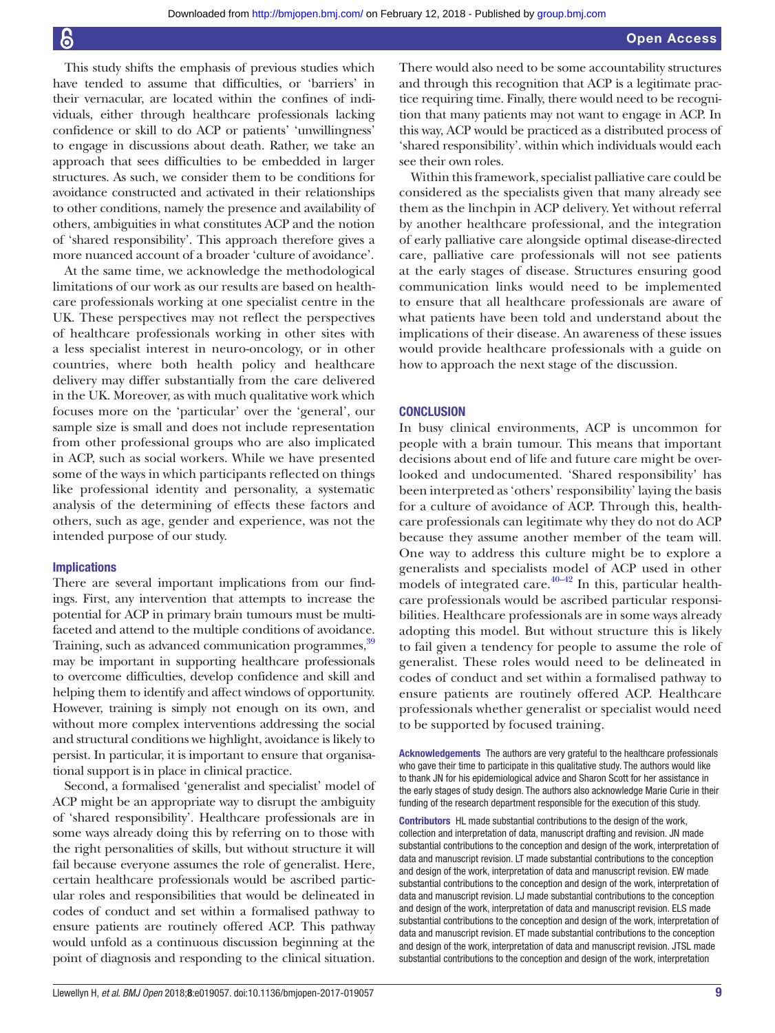This study shifts the emphasis of previous studies which have tended to assume that difficulties, or 'barriers' in their vernacular, are located within the confines of individuals, either through healthcare professionals lacking confidence or skill to do ACP or patients' 'unwillingness' to engage in discussions about death. Rather, we take an approach that sees difficulties to be embedded in larger structures. As such, we consider them to be conditions for avoidance constructed and activated in their relationships to other conditions, namely the presence and availability of others, ambiguities in what constitutes ACP and the notion of 'shared responsibility'. This approach therefore gives a more nuanced account of a broader 'culture of avoidance'.

At the same time, we acknowledge the methodological limitations of our work as our results are based on healthcare professionals working at one specialist centre in the UK. These perspectives may not reflect the perspectives of healthcare professionals working in other sites with a less specialist interest in neuro-oncology, or in other countries, where both health policy and healthcare delivery may differ substantially from the care delivered in the UK. Moreover, as with much qualitative work which focuses more on the 'particular' over the 'general', our sample size is small and does not include representation from other professional groups who are also implicated in ACP, such as social workers. While we have presented some of the ways in which participants reflected on things like professional identity and personality, a systematic analysis of the determining of effects these factors and others, such as age, gender and experience, was not the intended purpose of our study.

### Implications

There are several important implications from our findings. First, any intervention that attempts to increase the potential for ACP in primary brain tumours must be multifaceted and attend to the multiple conditions of avoidance. Training, such as advanced communication programmes,[39] may be important in supporting healthcare professionals to overcome difficulties, develop confidence and skill and helping them to identify and affect windows of opportunity. However, training is simply not enough on its own, and without more complex interventions addressing the social and structural conditions we highlight, avoidance is likely to persist. In particular, it is important to ensure that organisational support is in place in clinical practice.

Second, a formalised 'generalist and specialist' model of ACP might be an appropriate way to disrupt the ambiguity of 'shared responsibility'. Healthcare professionals are in some ways already doing this by referring on to those with the right personalities of skills, but without structure it will fail because everyone assumes the role of generalist. Here, certain healthcare professionals would be ascribed particular roles and responsibilities that would be delineated in codes of conduct and set within a formalised pathway to ensure patients are routinely offered ACP. This pathway would unfold as a continuous discussion beginning at the point of diagnosis and responding to the clinical situation. There would also need to be some accountability structures and through this recognition that ACP is a legitimate practice requiring time. Finally, there would need to be recognition that many patients may not want to engage in ACP. In this way, ACP would be practiced as a distributed process of 'shared responsibility'. within which individuals would each see their own roles.

Within this framework, specialist palliative care could be considered as the specialists given that many already see them as the linchpin in ACP delivery. Yet without referral by another healthcare professional, and the integration of early palliative care alongside optimal disease-directed care, palliative care professionals will not see patients at the early stages of disease. Structures ensuring good communication links would need to be implemented to ensure that all healthcare professionals are aware of what patients have been told and understand about the implications of their disease. An awareness of these issues would provide healthcare professionals with a guide on how to approach the next stage of the discussion.

## CONCLUSION

In busy clinical environments, ACP is uncommon for people with a brain tumour. This means that important decisions about end of life and future care might be overlooked and undocumented. 'Shared responsibility' has been interpreted as 'others' responsibility' laying the basis for a culture of avoidance of ACP. Through this, healthcare professionals can legitimate why they do not do ACP because they assume another member of the team will. One way to address this culture might be to explore a generalists and specialists model of ACP used in other models of integrated care.[40–42] In this, particular healthcare professionals would be ascribed particular responsibilities. Healthcare professionals are in some ways already adopting this model. But without structure this is likely to fail given a tendency for people to assume the role of generalist. These roles would need to be delineated in codes of conduct and set within a formalised pathway to ensure patients are routinely offered ACP. Healthcare professionals whether generalist or specialist would need to be supported by focused training.

**Acknowledgements** The authors are very grateful to the healthcare professionals who gave their time to participate in this qualitative study. The authors would like to thank JN for his epidemiological advice and Sharon Scott for her assistance in the early stages of study design. The authors also acknowledge Marie Curie in their funding of the research department responsible for the execution of this study.

**Contributors** HL made substantial contributions to the design of the work, collection and interpretation of data, manuscript drafting and revision. JN made substantial contributions to the conception and design of the work, interpretation of data and manuscript revision. LT made substantial contributions to the conception and design of the work, interpretation of data and manuscript revision. EW made substantial contributions to the conception and design of the work, interpretation of data and manuscript revision. LJ made substantial contributions to the conception and design of the work, interpretation of data and manuscript revision. ELS made substantial contributions to the conception and design of the work, interpretation of data and manuscript revision. ET made substantial contributions to the conception and design of the work, interpretation of data and manuscript revision. JTSL made substantial contributions to the conception and design of the work, interpretation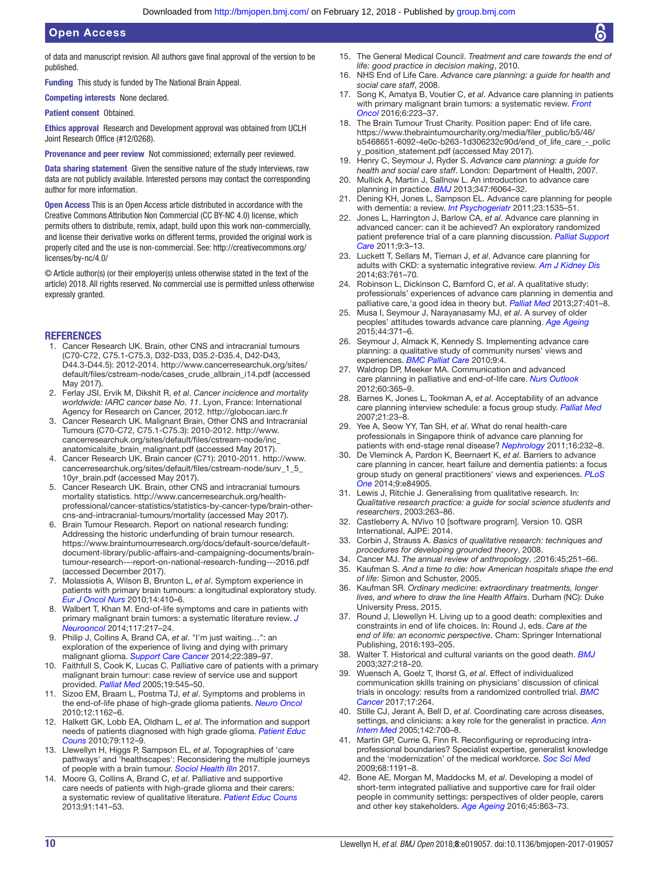of data and manuscript revision. All authors gave final approval of the version to be published.

**Funding** This study is funded by The National Brain Appeal.

**Competing interests** None declared.

**Patient consent** Obtained.

**Ethics approval** Research and Development approval was obtained from UCLH Joint Research Office (#12/0268).

**Provenance and peer review** Not commissioned; externally peer reviewed.

**Data sharing statement** Given the sensitive nature of the study interviews, raw data are not publicly available. Interested persons may contact the corresponding author for more information.

**Open Access** This is an Open Access article distributed in accordance with the Creative Commons Attribution Non Commercial (CC BY-NC 4.0) license, which permits others to distribute, remix, adapt, build upon this work non-commercially, and license their derivative works on different terms, provided the original work is properly cited and the use is non-commercial. See: http://creativecommons.org/licenses/by-nc/4.0/

© Article author(s) (or their employer(s) unless otherwise stated in the text of the article) 2018. All rights reserved. No commercial use is permitted unless otherwise expressly granted.

## REFERENCES

1. Cancer Research UK. Brain, other CNS and intracranial tumours (C70-C72, C75.1-C75.3, D32-D33, D35.2-D35.4, D42-D43, D44.3-D44.5): 2012-2014. http://www.cancerresearchuk.org/sites/default/files/cstream-node/cases_crude_allbrain_i14.pdf (accessed May 2017).
2. Ferlay JSI, Ervik M, Dikshit R, *et al*. *Cancer incidence and mortality worldwide: IARC cancer base No. 11*. Lyon, France: International Agency for Research on Cancer, 2012. http://globocan.iarc.fr
3. Cancer Research UK. Malignant Brain, Other CNS and Intracranial Tumours (C70-C72, C75.1-C75.3): 2010-2012. http://www.cancerresearchuk.org/sites/default/files/cstream-node/inc_anatomicalsite_brain_malignant.pdf (accessed May 2017).
4. Cancer Research UK. Brain cancer (C71): 2010-2011. http://www.cancerresearchuk.org/sites/default/files/cstream-node/surv_1_5_10yr_brain.pdf (accessed May 2017).
5. Cancer Research UK. Brain, other CNS and intracranial tumours mortality statistics. http://www.cancerresearchuk.org/health-professional/cancer-statistics/statistics-by-cancer-type/brain-other-cns-and-intracranial-tumours/mortality (accessed May 2017).
6. Brain Tumour Research. Report on national research funding: Addressing the historic underfunding of brain tumour research. https://www.braintumourresearch.org/docs/default-source/default-document-library/public-affairs-and-campaigning-documents/brain-tumour-research---report-on-national-research-funding---2016.pdf (accessed December 2017).
7. Molassiotis A, Wilson B, Brunton L, *et al*. Symptom experience in patients with primary brain tumours: a longitudinal exploratory study. *Eur J Oncol Nurs* 2010;14:410–6.
8. Walbert T, Khan M. End-of-life symptoms and care in patients with primary malignant brain tumors: a systematic literature review. *J Neurooncol* 2014;117:217–24.
9. Philip J, Collins A, Brand CA, *et al*. "I'm just waiting…": an exploration of the experience of living and dying with primary malignant glioma. *Support Care Cancer* 2014;22:389–97.
10. Faithfull S, Cook K, Lucas C. Palliative care of patients with a primary malignant brain tumour: case review of service use and support provided. *Palliat Med* 2005;19:545–50.
11. Sizoo EM, Braam L, Postma TJ, *et al*. Symptoms and problems in the end-of-life phase of high-grade glioma patients. *Neuro Oncol* 2010;12:1162–6.
12. Halkett GK, Lobb EA, Oldham L, *et al*. The information and support needs of patients diagnosed with high grade glioma. *Patient Educ Couns* 2010;79:112–9.
13. Llewellyn H, Higgs P, Sampson EL, *et al*. Topographies of 'care pathways' and 'healthscapes': Reconsidering the multiple journeys of people with a brain tumour. *Sociol Health Illn* 2017.
14. Moore G, Collins A, Brand C, *et al*. Palliative and supportive care needs of patients with high-grade glioma and their carers: a systematic review of qualitative literature. *Patient Educ Couns* 2013;91:141–53.
15. The General Medical Council. *Treatment and care towards the end of life: good practice in decision making*, 2010.
16. NHS End of Life Care. *Advance care planning: a guide for health and social care staff*, 2008.
17. Song K, Amatya B, Voutier C, *et al*. Advance care planning in patients with primary malignant brain tumors: a systematic review. *Front Oncol* 2016;6:223–37.
18. The Brain Tumour Trust Charity. Position paper: End of life care. https://www.thebraintumourcharity.org/media/filer_public/b5/46/b5468651-6092-4e0c-b263-1d306232c90d/end_of_life_care_-_policy_position_statement.pdf (accessed May 2017).
19. Henry C, Seymour J, Ryder S. *Advance care planning: a guide for health and social care staff*. London: Department of Health, 2007.
20. Mullick A, Martin J, Sallnow L. An introduction to advance care planning in practice. *BMJ* 2013;347:f6064–32.
21. Dening KH, Jones L, Sampson EL. Advance care planning for people with dementia: a review. *Int Psychogeriatr* 2011;23:1535–51.
22. Jones L, Harrington J, Barlow CA, *et al*. Advance care planning in advanced cancer: can it be achieved? An exploratory randomized patient preference trial of a care planning discussion. *Palliat Support Care* 2011;9:3–13.
23. Luckett T, Sellars M, Tieman J, *et al*. Advance care planning for adults with CKD: a systematic integrative review. *Am J Kidney Dis* 2014;63:761–70.
24. Robinson L, Dickinson C, Bamford C, *et al*. A qualitative study: professionals' experiences of advance care planning in dementia and palliative care,'a good idea in theory but. *Palliat Med* 2013;27:401–8.
25. Musa I, Seymour J, Narayanasamy MJ, *et al*. A survey of older peoples' attitudes towards advance care planning. *Age Ageing* 2015;44:371–6.
26. Seymour J, Almack K, Kennedy S. Implementing advance care planning: a qualitative study of community nurses' views and experiences. *BMC Palliat Care* 2010;9:4.
27. Waldrop DP, Meeker MA. Communication and advanced care planning in palliative and end-of-life care. *Nurs Outlook* 2012;60:365–9.
28. Barnes K, Jones L, Tookman A, *et al*. Acceptability of an advance care planning interview schedule: a focus group study. *Palliat Med* 2007;21:23–8.
29. Yee A, Seow YY, Tan SH, *et al*. What do renal health-care professionals in Singapore think of advance care planning for patients with end-stage renal disease? *Nephrology* 2011;16:232–8.
30. De Vleminck A, Pardon K, Beernaert K, *et al*. Barriers to advance care planning in cancer, heart failure and dementia patients: a focus group study on general practitioners' views and experiences. *PLoS One* 2014;9:e84905.
31. Lewis J, Ritchie J. Generalising from qualitative research. In: *Qualitative research practice: a guide for social science students and researchers*, 2003:263–86.
32. Castleberry A. NVivo 10 [software program]. Version 10. QSR International, AJPE: 2014.
33. Corbin J, Strauss A. *Basics of qualitative research: techniques and procedures for developing grounded theory*, 2008.
34. Cancer MJ. *The annual review of anthropology*. ;2016:45;251–66.
35. Kaufman S. *And a time to die: how American hospitals shape the end of life*: Simon and Schuster, 2005.
36. Kaufman SR. *Ordinary medicine: extraordinary treatments, longer lives, and where to draw the line Health Affairs*. Durham (NC): Duke University Press, 2015.
37. Round J, Llewellyn H. Living up to a good death: complexities and constraints in end of life choices. In: Round J, eds. *Care at the end of life: an economic perspective*. Cham: Springer International Publishing, 2016:193–205.
38. Walter T. Historical and cultural variants on the good death. *BMJ* 2003;327:218–20.
39. Wuensch A, Goelz T, Ihorst G, *et al*. Effect of individualized communication skills training on physicians' discussion of clinical trials in oncology: results from a randomized controlled trial. *BMC Cancer* 2017;17:264.
40. Stille CJ, Jerant A, Bell D, *et al*. Coordinating care across diseases, settings, and clinicians: a key role for the generalist in practice. *Ann Intern Med* 2005;142:700–8.
41. Martin GP, Currie G, Finn R. Reconfiguring or reproducing intra-professional boundaries? Specialist expertise, generalist knowledge and the 'modernization' of the medical workforce. *Soc Sci Med* 2009;68:1191–8.
42. Bone AE, Morgan M, Maddocks M, *et al*. Developing a model of short-term integrated palliative and supportive care for frail older people in community settings: perspectives of older people, carers and other key stakeholders. *Age Ageing* 2016;45:863–73.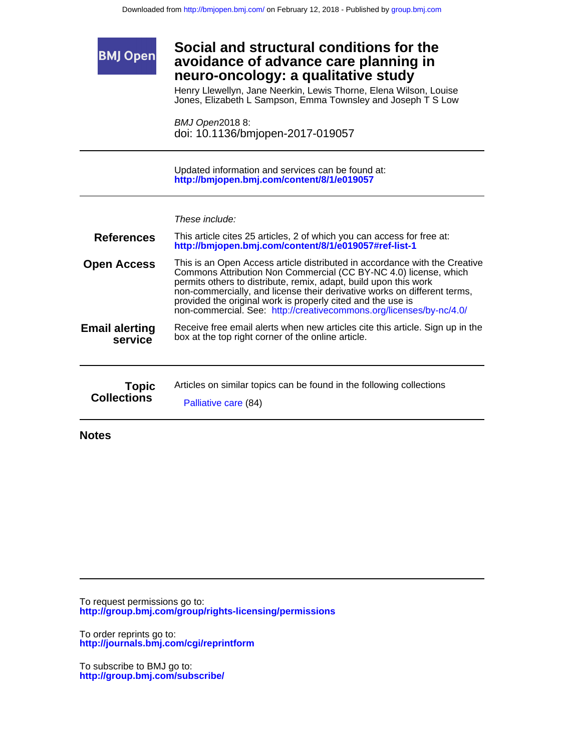Downloaded from http://bmjopen.bmj.com/ on February 12, 2018 - Published by group.bmj.com

BMJ Open

# Social and structural conditions for the avoidance of advance care planning in neuro-oncology: a qualitative study

Henry Llewellyn, Jane Neerkin, Lewis Thorne, Elena Wilson, Louise Jones, Elizabeth L Sampson, Emma Townsley and Joseph T S Low

*BMJ Open*2018 8:
doi: 10.1136/bmjopen-2017-019057

Updated information and services can be found at:
**http://bmjopen.bmj.com/content/8/1/e019057**

*These include:*

**References** This article cites 25 articles, 2 of which you can access for free at:
**http://bmjopen.bmj.com/content/8/1/e019057#ref-list-1**

**Open Access** This is an Open Access article distributed in accordance with the Creative Commons Attribution Non Commercial (CC BY-NC 4.0) license, which permits others to distribute, remix, adapt, build upon this work non-commercially, and license their derivative works on different terms, provided the original work is properly cited and the use is non-commercial. See: http://creativecommons.org/licenses/by-nc/4.0/

**Email alerting service** Receive free email alerts when new articles cite this article. Sign up in the box at the top right corner of the online article.

**Topic Collections** Articles on similar topics can be found in the following collections

Palliative care (84)

## Notes

To request permissions go to:
**http://group.bmj.com/group/rights-licensing/permissions**

To order reprints go to:
**http://journals.bmj.com/cgi/reprintform**

To subscribe to BMJ go to:
**http://group.bmj.com/subscribe/**